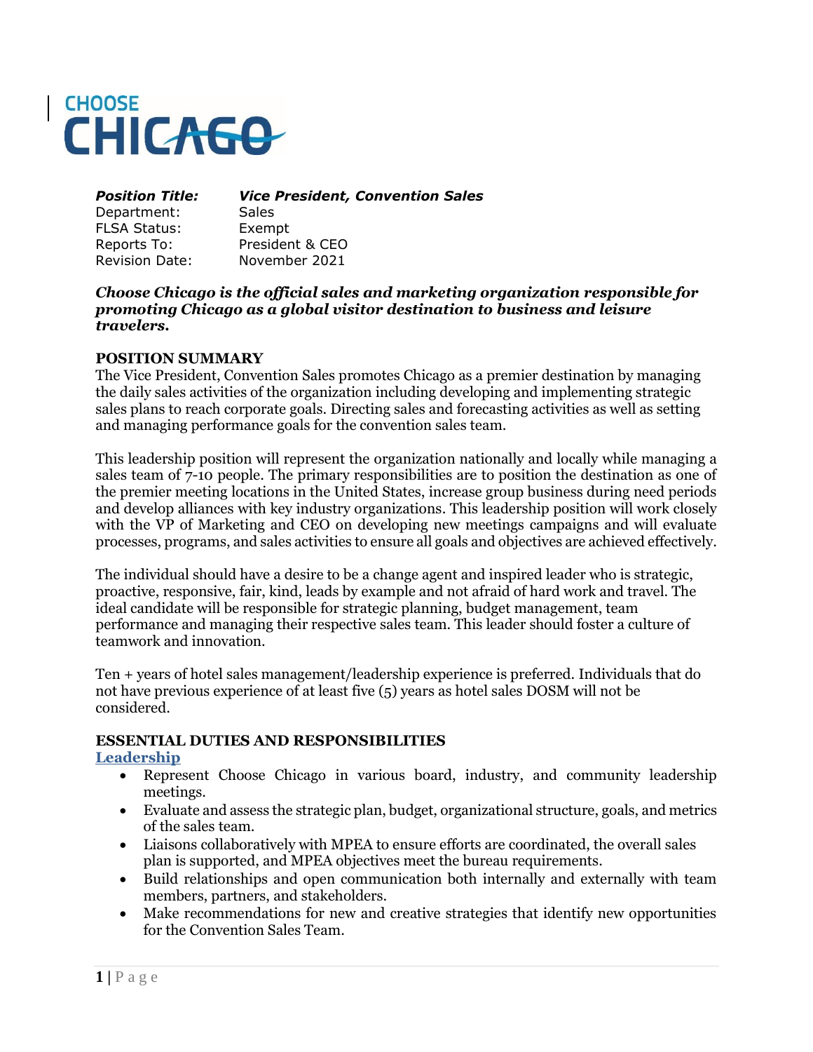CHOOSE CHICAGO

| **Position Title:** | ***Vice President, Convention Sales*** |
|---|---|
| Department: | Sales |
| FLSA Status: | Exempt |
| Reports To: | President & CEO |
| Revision Date: | November 2021 |

***Choose Chicago is the official sales and marketing organization responsible for promoting Chicago as a global visitor destination to business and leisure travelers.***

## POSITION SUMMARY

The Vice President, Convention Sales promotes Chicago as a premier destination by managing the daily sales activities of the organization including developing and implementing strategic sales plans to reach corporate goals. Directing sales and forecasting activities as well as setting and managing performance goals for the convention sales team.

This leadership position will represent the organization nationally and locally while managing a sales team of 7-10 people. The primary responsibilities are to position the destination as one of the premier meeting locations in the United States, increase group business during need periods and develop alliances with key industry organizations. This leadership position will work closely with the VP of Marketing and CEO on developing new meetings campaigns and will evaluate processes, programs, and sales activities to ensure all goals and objectives are achieved effectively.

The individual should have a desire to be a change agent and inspired leader who is strategic, proactive, responsive, fair, kind, leads by example and not afraid of hard work and travel. The ideal candidate will be responsible for strategic planning, budget management, team performance and managing their respective sales team. This leader should foster a culture of teamwork and innovation.

Ten + years of hotel sales management/leadership experience is preferred. Individuals that do not have previous experience of at least five (5) years as hotel sales DOSM will not be considered.

## ESSENTIAL DUTIES AND RESPONSIBILITIES

### Leadership

- Represent Choose Chicago in various board, industry, and community leadership meetings.
- Evaluate and assess the strategic plan, budget, organizational structure, goals, and metrics of the sales team.
- Liaisons collaboratively with MPEA to ensure efforts are coordinated, the overall sales plan is supported, and MPEA objectives meet the bureau requirements.
- Build relationships and open communication both internally and externally with team members, partners, and stakeholders.
- Make recommendations for new and creative strategies that identify new opportunities for the Convention Sales Team.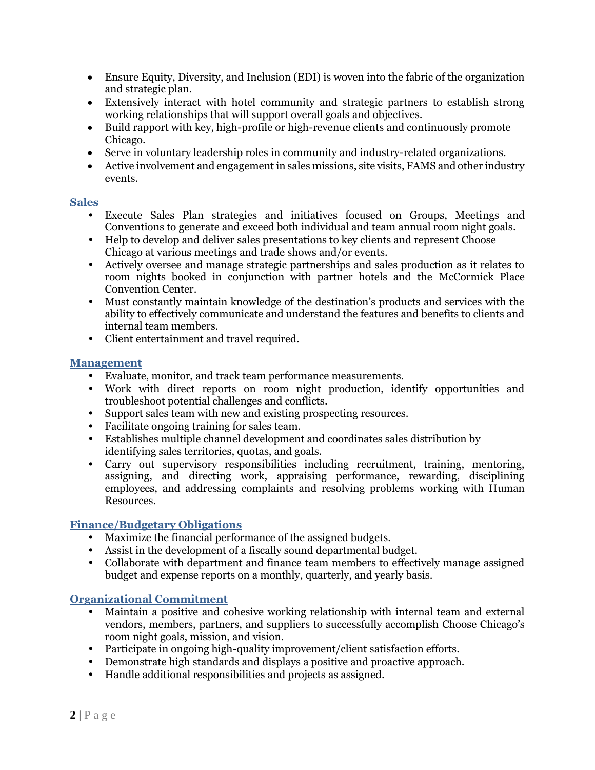- Ensure Equity, Diversity, and Inclusion (EDI) is woven into the fabric of the organization and strategic plan.
- Extensively interact with hotel community and strategic partners to establish strong working relationships that will support overall goals and objectives.
- Build rapport with key, high-profile or high-revenue clients and continuously promote Chicago.
- Serve in voluntary leadership roles in community and industry-related organizations.
- Active involvement and engagement in sales missions, site visits, FAMS and other industry events.

### Sales

- Execute Sales Plan strategies and initiatives focused on Groups, Meetings and Conventions to generate and exceed both individual and team annual room night goals.
- Help to develop and deliver sales presentations to key clients and represent Choose Chicago at various meetings and trade shows and/or events.
- Actively oversee and manage strategic partnerships and sales production as it relates to room nights booked in conjunction with partner hotels and the McCormick Place Convention Center.
- Must constantly maintain knowledge of the destination's products and services with the ability to effectively communicate and understand the features and benefits to clients and internal team members.
- Client entertainment and travel required.

### Management

- Evaluate, monitor, and track team performance measurements.
- Work with direct reports on room night production, identify opportunities and troubleshoot potential challenges and conflicts.
- Support sales team with new and existing prospecting resources.
- Facilitate ongoing training for sales team.
- Establishes multiple channel development and coordinates sales distribution by identifying sales territories, quotas, and goals.
- Carry out supervisory responsibilities including recruitment, training, mentoring, assigning, and directing work, appraising performance, rewarding, disciplining employees, and addressing complaints and resolving problems working with Human Resources.

### Finance/Budgetary Obligations

- Maximize the financial performance of the assigned budgets.
- Assist in the development of a fiscally sound departmental budget.
- Collaborate with department and finance team members to effectively manage assigned budget and expense reports on a monthly, quarterly, and yearly basis.

### Organizational Commitment

- Maintain a positive and cohesive working relationship with internal team and external vendors, members, partners, and suppliers to successfully accomplish Choose Chicago's room night goals, mission, and vision.
- Participate in ongoing high-quality improvement/client satisfaction efforts.
- Demonstrate high standards and displays a positive and proactive approach.
- Handle additional responsibilities and projects as assigned.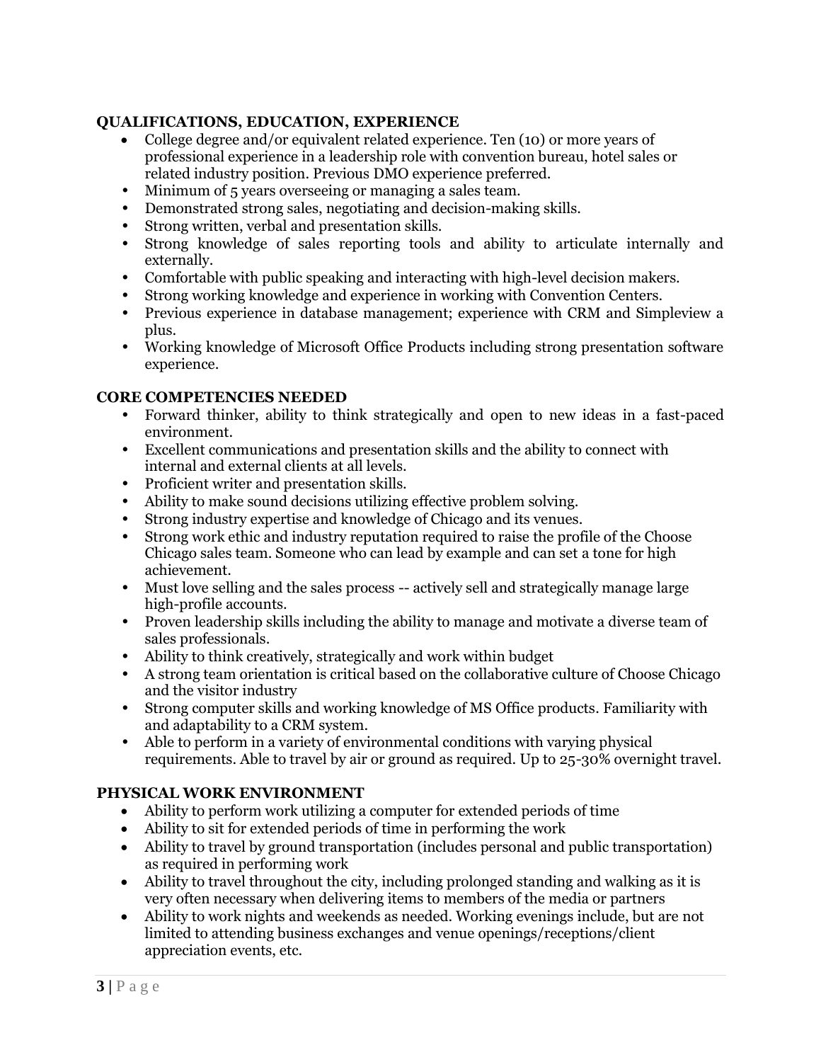## QUALIFICATIONS, EDUCATION, EXPERIENCE

- College degree and/or equivalent related experience. Ten (10) or more years of professional experience in a leadership role with convention bureau, hotel sales or related industry position. Previous DMO experience preferred.
- Minimum of 5 years overseeing or managing a sales team.
- Demonstrated strong sales, negotiating and decision-making skills.
- Strong written, verbal and presentation skills.
- Strong knowledge of sales reporting tools and ability to articulate internally and externally.
- Comfortable with public speaking and interacting with high-level decision makers.
- Strong working knowledge and experience in working with Convention Centers.
- Previous experience in database management; experience with CRM and Simpleview a plus.
- Working knowledge of Microsoft Office Products including strong presentation software experience.

## CORE COMPETENCIES NEEDED

- Forward thinker, ability to think strategically and open to new ideas in a fast-paced environment.
- Excellent communications and presentation skills and the ability to connect with internal and external clients at all levels.
- Proficient writer and presentation skills.
- Ability to make sound decisions utilizing effective problem solving.
- Strong industry expertise and knowledge of Chicago and its venues.
- Strong work ethic and industry reputation required to raise the profile of the Choose Chicago sales team. Someone who can lead by example and can set a tone for high achievement.
- Must love selling and the sales process -- actively sell and strategically manage large high-profile accounts.
- Proven leadership skills including the ability to manage and motivate a diverse team of sales professionals.
- Ability to think creatively, strategically and work within budget
- A strong team orientation is critical based on the collaborative culture of Choose Chicago and the visitor industry
- Strong computer skills and working knowledge of MS Office products. Familiarity with and adaptability to a CRM system.
- Able to perform in a variety of environmental conditions with varying physical requirements. Able to travel by air or ground as required. Up to 25-30% overnight travel.

## PHYSICAL WORK ENVIRONMENT

- Ability to perform work utilizing a computer for extended periods of time
- Ability to sit for extended periods of time in performing the work
- Ability to travel by ground transportation (includes personal and public transportation) as required in performing work
- Ability to travel throughout the city, including prolonged standing and walking as it is very often necessary when delivering items to members of the media or partners
- Ability to work nights and weekends as needed. Working evenings include, but are not limited to attending business exchanges and venue openings/receptions/client appreciation events, etc.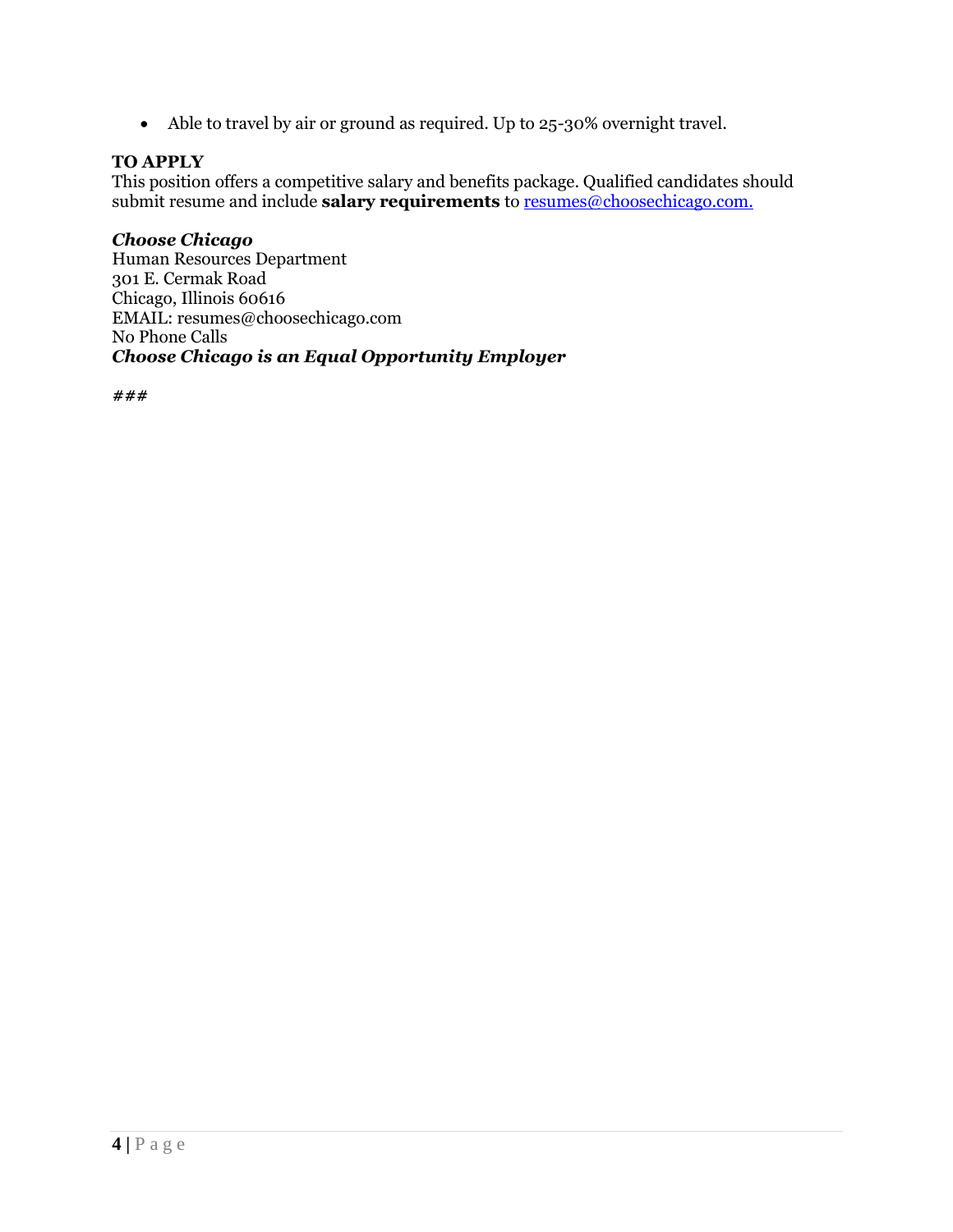- Able to travel by air or ground as required. Up to 25-30% overnight travel.

**TO APPLY**
This position offers a competitive salary and benefits package. Qualified candidates should submit resume and include **salary requirements** to resumes@choosechicago.com.

***Choose Chicago***
Human Resources Department
301 E. Cermak Road
Chicago, Illinois 60616
EMAIL: resumes@choosechicago.com
No Phone Calls
***Choose Chicago is an Equal Opportunity Employer***

***###***